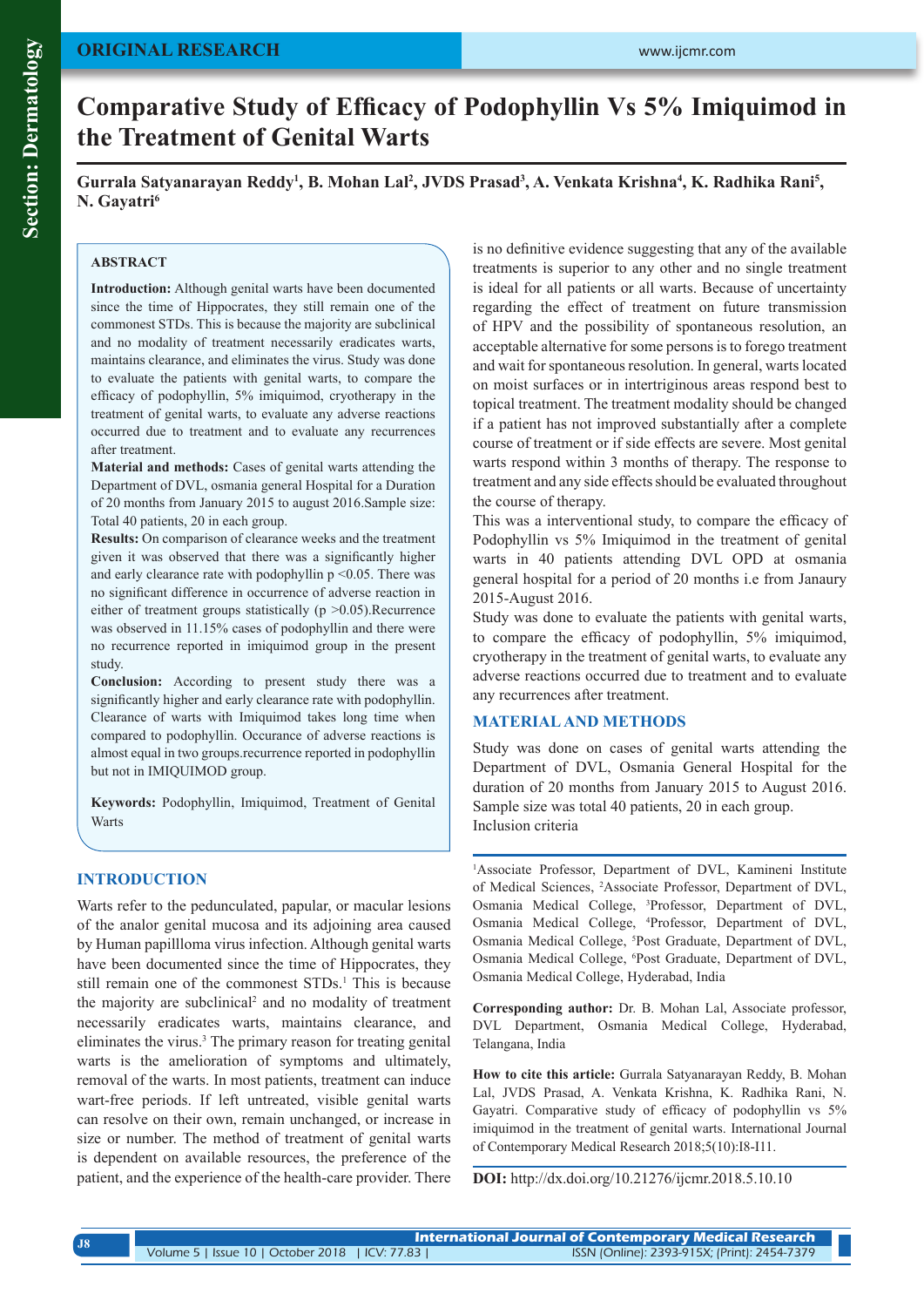ORIGINAL RESEARCH

# Comparative Study of Efficacy of Podophyllin Vs 5% Imiquimod in the Treatment of Genital Warts

**Gurrala Satyanarayan Reddy[1], B. Mohan Lal[2], JVDS Prasad[3], A. Venkata Krishna[4], K. Radhika Rani[5], N. Gayatri[6]**

## ABSTRACT

**Introduction:** Although genital warts have been documented since the time of Hippocrates, they still remain one of the commonest STDs. This is because the majority are subclinical and no modality of treatment necessarily eradicates warts, maintains clearance, and eliminates the virus. Study was done to evaluate the patients with genital warts, to compare the efficacy of podophyllin, 5% imiquimod, cryotherapy in the treatment of genital warts, to evaluate any adverse reactions occurred due to treatment and to evaluate any recurrences after treatment.

**Material and methods:** Cases of genital warts attending the Department of DVL, osmania general Hospital for a Duration of 20 months from January 2015 to august 2016.Sample size: Total 40 patients, 20 in each group.

**Results:** On comparison of clearance weeks and the treatment given it was observed that there was a significantly higher and early clearance rate with podophyllin p <0.05. There was no significant difference in occurrence of adverse reaction in either of treatment groups statistically (p >0.05).Recurrence was observed in 11.15% cases of podophyllin and there were no recurrence reported in imiquimod group in the present study.

**Conclusion:** According to present study there was a significantly higher and early clearance rate with podophyllin. Clearance of warts with Imiquimod takes long time when compared to podophyllin. Occurance of adverse reactions is almost equal in two groups.recurrence reported in podophyllin but not in IMIQUIMOD group.

**Keywords:** Podophyllin, Imiquimod, Treatment of Genital Warts

## INTRODUCTION

Warts refer to the pedunculated, papular, or macular lesions of the analor genital mucosa and its adjoining area caused by Human papilllloma virus infection. Although genital warts have been documented since the time of Hippocrates, they still remain one of the commonest STDs.[1] This is because the majority are subclinical[2] and no modality of treatment necessarily eradicates warts, maintains clearance, and eliminates the virus.[3] The primary reason for treating genital warts is the amelioration of symptoms and ultimately, removal of the warts. In most patients, treatment can induce wart-free periods. If left untreated, visible genital warts can resolve on their own, remain unchanged, or increase in size or number. The method of treatment of genital warts is dependent on available resources, the preference of the patient, and the experience of the health-care provider. There is no definitive evidence suggesting that any of the available treatments is superior to any other and no single treatment is ideal for all patients or all warts. Because of uncertainty regarding the effect of treatment on future transmission of HPV and the possibility of spontaneous resolution, an acceptable alternative for some persons is to forego treatment and wait for spontaneous resolution. In general, warts located on moist surfaces or in intertriginous areas respond best to topical treatment. The treatment modality should be changed if a patient has not improved substantially after a complete course of treatment or if side effects are severe. Most genital warts respond within 3 months of therapy. The response to treatment and any side effects should be evaluated throughout the course of therapy.

This was a interventional study, to compare the efficacy of Podophyllin vs 5% Imiquimod in the treatment of genital warts in 40 patients attending DVL OPD at osmania general hospital for a period of 20 months i.e from Janaury 2015-August 2016.

Study was done to evaluate the patients with genital warts, to compare the efficacy of podophyllin, 5% imiquimod, cryotherapy in the treatment of genital warts, to evaluate any adverse reactions occurred due to treatment and to evaluate any recurrences after treatment.

## MATERIAL AND METHODS

Study was done on cases of genital warts attending the Department of DVL, Osmania General Hospital for the duration of 20 months from January 2015 to August 2016. Sample size was total 40 patients, 20 in each group.

Inclusion criteria

---

[1]Associate Professor, Department of DVL, Kamineni Institute of Medical Sciences, [2]Associate Professor, Department of DVL, Osmania Medical College, [3]Professor, Department of DVL, Osmania Medical College, [4]Professor, Department of DVL, Osmania Medical College, [5]Post Graduate, Department of DVL, Osmania Medical College, [6]Post Graduate, Department of DVL, Osmania Medical College, Hyderabad, India

**Corresponding author:** Dr. B. Mohan Lal, Associate professor, DVL Department, Osmania Medical College, Hyderabad, Telangana, India

**How to cite this article:** Gurrala Satyanarayan Reddy, B. Mohan Lal, JVDS Prasad, A. Venkata Krishna, K. Radhika Rani, N. Gayatri. Comparative study of efficacy of podophyllin vs 5% imiquimod in the treatment of genital warts. International Journal of Contemporary Medical Research 2018;5(10):I8-I11.

**DOI:** http://dx.doi.org/10.21276/ijcmr.2018.5.10.10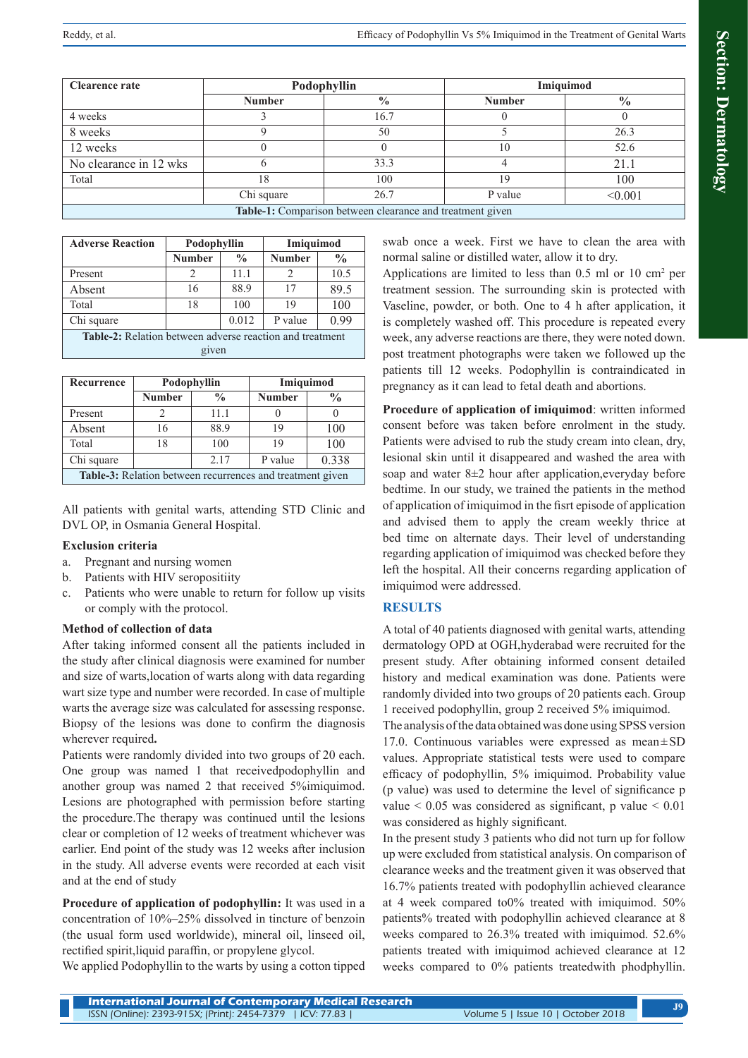| Clearence rate | Podophyllin | | Imiquimod | |
|---|---|---|---|---|
| | Number | % | Number | % |
| 4 weeks | 3 | 16.7 | 0 | 0 |
| 8 weeks | 9 | 50 | 5 | 26.3 |
| 12 weeks | 0 | 0 | 10 | 52.6 |
| No clearance in 12 wks | 6 | 33.3 | 4 | 21.1 |
| Total | 18 | 100 | 19 | 100 |
| | Chi square | 26.7 | P value | <0.001 |

**Table-1:** Comparison between clearance and treatment given

| Adverse Reaction | Podophyllin | | Imiquimod | |
|---|---|---|---|---|
| | Number | % | Number | % |
| Present | 2 | 11.1 | 2 | 10.5 |
| Absent | 16 | 88.9 | 17 | 89.5 |
| Total | 18 | 100 | 19 | 100 |
| Chi square | | 0.012 | P value | 0.99 |

**Table-2:** Relation between adverse reaction and treatment given

| Recurrence | Podophyllin | | Imiquimod | |
|---|---|---|---|---|
| | Number | % | Number | % |
| Present | 2 | 11.1 | 0 | 0 |
| Absent | 16 | 88.9 | 19 | 100 |
| Total | 18 | 100 | 19 | 100 |
| Chi square | | 2.17 | P value | 0.338 |

**Table-3:** Relation between recurrences and treatment given

All patients with genital warts, attending STD Clinic and DVL OP, in Osmania General Hospital.

**Exclusion criteria**

a. Pregnant and nursing women
b. Patients with HIV seropositiity
c. Patients who were unable to return for follow up visits or comply with the protocol.

**Method of collection of data**

After taking informed consent all the patients included in the study after clinical diagnosis were examined for number and size of warts,location of warts along with data regarding wart size type and number were recorded. In case of multiple warts the average size was calculated for assessing response. Biopsy of the lesions was done to confirm the diagnosis wherever required**.**

Patients were randomly divided into two groups of 20 each. One group was named 1 that receivedpodophyllin and another group was named 2 that received 5%imiquimod. Lesions are photographed with permission before starting the procedure.The therapy was continued until the lesions clear or completion of 12 weeks of treatment whichever was earlier. End point of the study was 12 weeks after inclusion in the study. All adverse events were recorded at each visit and at the end of study

**Procedure of application of podophyllin:** It was used in a concentration of 10%–25% dissolved in tincture of benzoin (the usual form used worldwide), mineral oil, linseed oil, rectified spirit,liquid paraffin, or propylene glycol.

We applied Podophyllin to the warts by using a cotton tipped swab once a week. First we have to clean the area with normal saline or distilled water, allow it to dry.

Applications are limited to less than 0.5 ml or 10 cm$^2$ per treatment session. The surrounding skin is protected with Vaseline, powder, or both. One to 4 h after application, it is completely washed off. This procedure is repeated every week, any adverse reactions are there, they were noted down. post treatment photographs were taken we followed up the patients till 12 weeks. Podophyllin is contraindicated in pregnancy as it can lead to fetal death and abortions.

**Procedure of application of imiquimod**: written informed consent before was taken before enrolment in the study. Patients were advised to rub the study cream into clean, dry, lesional skin until it disappeared and washed the area with soap and water 8±2 hour after application,everyday before bedtime. In our study, we trained the patients in the method of application of imiquimod in the fisrt episode of application and advised them to apply the cream weekly thrice at bed time on alternate days. Their level of understanding regarding application of imiquimod was checked before they left the hospital. All their concerns regarding application of imiquimod were addressed.

## RESULTS

A total of 40 patients diagnosed with genital warts, attending dermatology OPD at OGH,hyderabad were recruited for the present study. After obtaining informed consent detailed history and medical examination was done. Patients were randomly divided into two groups of 20 patients each. Group 1 received podophyllin, group 2 received 5% imiquimod.

The analysis of the data obtained was done using SPSS version 17.0. Continuous variables were expressed as mean±SD values. Appropriate statistical tests were used to compare efficacy of podophyllin, 5% imiquimod. Probability value (p value) was used to determine the level of significance p value < 0.05 was considered as significant, p value < 0.01 was considered as highly significant.

In the present study 3 patients who did not turn up for follow up were excluded from statistical analysis. On comparison of clearance weeks and the treatment given it was observed that 16.7% patients treated with podophyllin achieved clearance at 4 week compared to0% treated with imiquimod. 50% patients% treated with podophyllin achieved clearance at 8 weeks compared to 26.3% treated with imiquimod. 52.6% patients treated with imiquimod achieved clearance at 12 weeks compared to 0% patients treatedwith phodphyllin.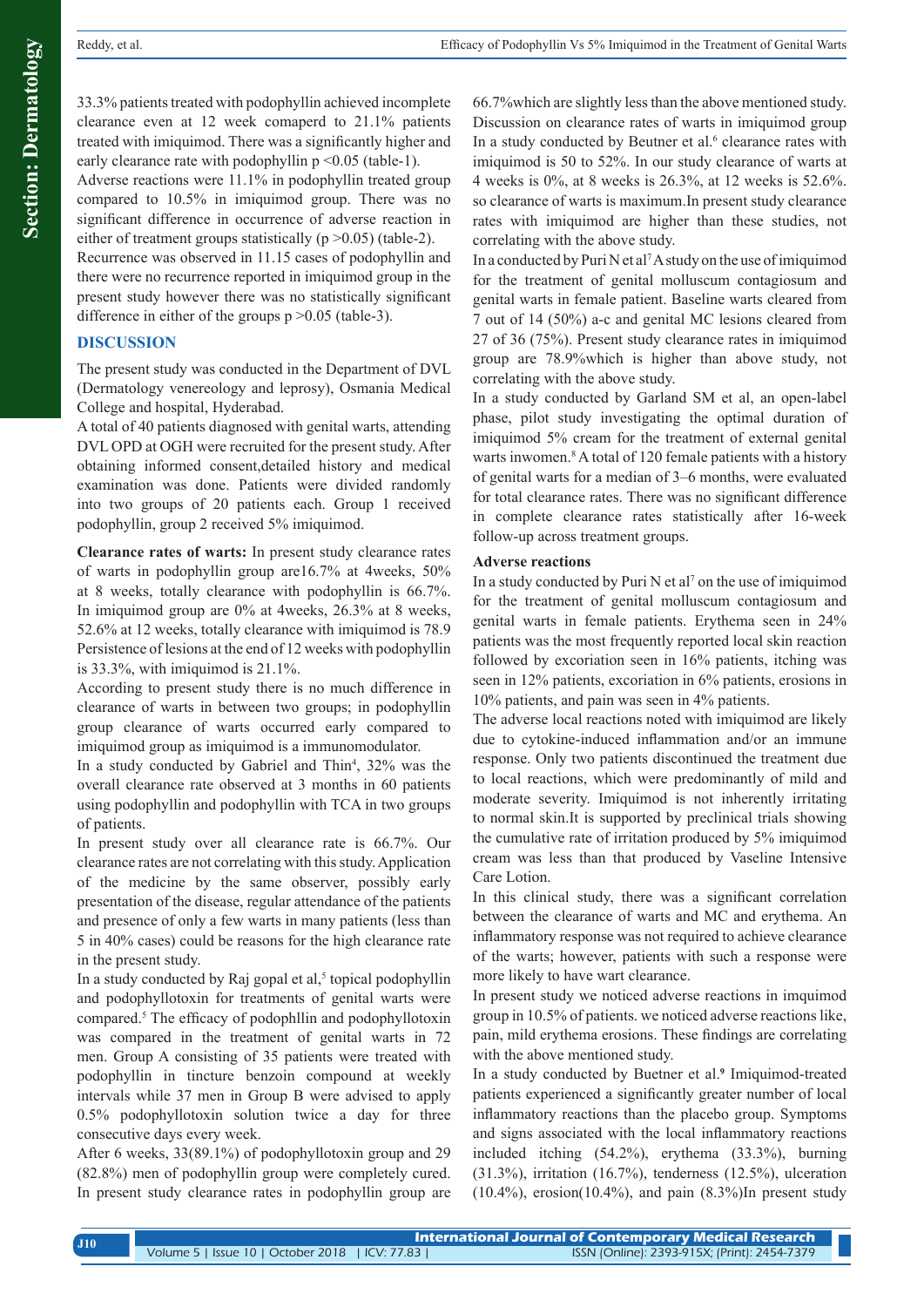33.3% patients treated with podophyllin achieved incomplete clearance even at 12 week comaperd to 21.1% patients treated with imiquimod. There was a significantly higher and early clearance rate with podophyllin p <0.05 (table-1).

Adverse reactions were 11.1% in podophyllin treated group compared to 10.5% in imiquimod group. There was no significant difference in occurrence of adverse reaction in either of treatment groups statistically (p >0.05) (table-2).

Recurrence was observed in 11.15 cases of podophyllin and there were no recurrence reported in imiquimod group in the present study however there was no statistically significant difference in either of the groups p >0.05 (table-3).

## DISCUSSION

The present study was conducted in the Department of DVL (Dermatology venereology and leprosy), Osmania Medical College and hospital, Hyderabad.

A total of 40 patients diagnosed with genital warts, attending DVL OPD at OGH were recruited for the present study. After obtaining informed consent,detailed history and medical examination was done. Patients were divided randomly into two groups of 20 patients each. Group 1 received podophyllin, group 2 received 5% imiquimod.

**Clearance rates of warts:** In present study clearance rates of warts in podophyllin group are16.7% at 4weeks, 50% at 8 weeks, totally clearance with podophyllin is 66.7%. In imiquimod group are 0% at 4weeks, 26.3% at 8 weeks, 52.6% at 12 weeks, totally clearance with imiquimod is 78.9

Persistence of lesions at the end of 12 weeks with podophyllin is 33.3%, with imiquimod is 21.1%.

According to present study there is no much difference in clearance of warts in between two groups; in podophyllin group clearance of warts occurred early compared to imiquimod group as imiquimod is a immunomodulator.

In a study conducted by Gabriel and Thin[4], 32% was the overall clearance rate observed at 3 months in 60 patients using podophyllin and podophyllin with TCA in two groups of patients.

In present study over all clearance rate is 66.7%. Our clearance rates are not correlating with this study. Application of the medicine by the same observer, possibly early presentation of the disease, regular attendance of the patients and presence of only a few warts in many patients (less than 5 in 40% cases) could be reasons for the high clearance rate in the present study.

In a study conducted by Raj gopal et al,[5] topical podophyllin and podophyllotoxin for treatments of genital warts were compared.[5] The efficacy of podophllin and podophyllotoxin was compared in the treatment of genital warts in 72 men. Group A consisting of 35 patients were treated with podophyllin in tincture benzoin compound at weekly intervals while 37 men in Group B were advised to apply 0.5% podophyllotoxin solution twice a day for three consecutive days every week.

After 6 weeks, 33(89.1%) of podophyllotoxin group and 29 (82.8%) men of podophyllin group were completely cured. In present study clearance rates in podophyllin group are 66.7%which are slightly less than the above mentioned study.

Discussion on clearance rates of warts in imiquimod group

In a study conducted by Beutner et al.[6] clearance rates with imiquimod is 50 to 52%. In our study clearance of warts at 4 weeks is 0%, at 8 weeks is 26.3%, at 12 weeks is 52.6%. so clearance of warts is maximum.In present study clearance rates with imiquimod are higher than these studies, not correlating with the above study.

In a conducted by Puri N et al[7] A study on the use of imiquimod for the treatment of genital molluscum contagiosum and genital warts in female patient. Baseline warts cleared from 7 out of 14 (50%) a-c and genital MC lesions cleared from 27 of 36 (75%). Present study clearance rates in imiquimod group are 78.9%which is higher than above study, not correlating with the above study.

In a study conducted by Garland SM et al, an open-label phase, pilot study investigating the optimal duration of imiquimod 5% cream for the treatment of external genital warts inwomen.[8] A total of 120 female patients with a history of genital warts for a median of 3–6 months, were evaluated for total clearance rates. There was no significant difference in complete clearance rates statistically after 16-week follow-up across treatment groups.

**Adverse reactions**

In a study conducted by Puri N et al[7] on the use of imiquimod for the treatment of genital molluscum contagiosum and genital warts in female patients. Erythema seen in 24% patients was the most frequently reported local skin reaction followed by excoriation seen in 16% patients, itching was seen in 12% patients, excoriation in 6% patients, erosions in 10% patients, and pain was seen in 4% patients.

The adverse local reactions noted with imiquimod are likely due to cytokine-induced inflammation and/or an immune response. Only two patients discontinued the treatment due to local reactions, which were predominantly of mild and moderate severity. Imiquimod is not inherently irritating to normal skin.It is supported by preclinical trials showing the cumulative rate of irritation produced by 5% imiquimod cream was less than that produced by Vaseline Intensive Care Lotion.

In this clinical study, there was a significant correlation between the clearance of warts and MC and erythema. An inflammatory response was not required to achieve clearance of the warts; however, patients with such a response were more likely to have wart clearance.

In present study we noticed adverse reactions in imquimod group in 10.5% of patients. we noticed adverse reactions like, pain, mild erythema erosions. These findings are correlating with the above mentioned study.

In a study conducted by Buetner et al.[9] Imiquimod-treated patients experienced a significantly greater number of local inflammatory reactions than the placebo group. Symptoms and signs associated with the local inflammatory reactions included itching (54.2%), erythema (33.3%), burning (31.3%), irritation (16.7%), tenderness (12.5%), ulceration (10.4%), erosion(10.4%), and pain (8.3%)In present study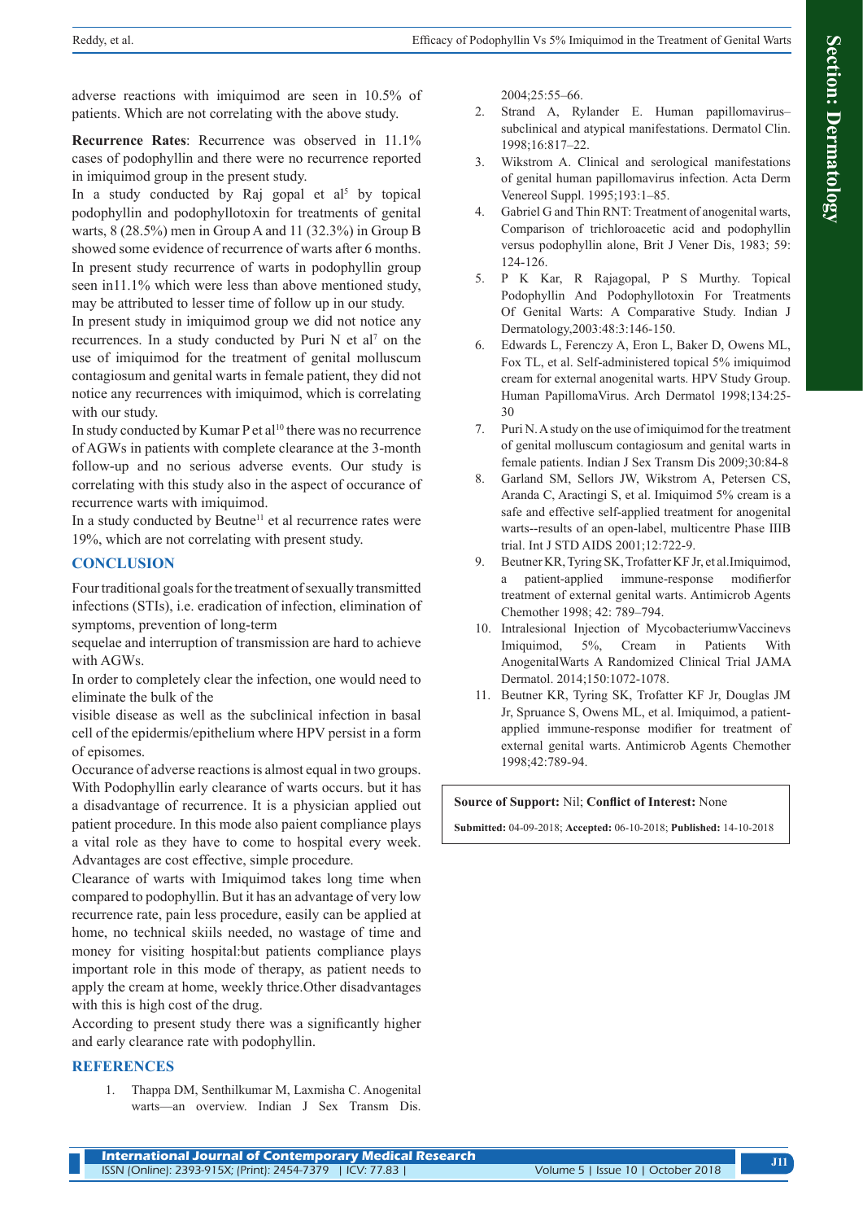adverse reactions with imiquimod are seen in 10.5% of patients. Which are not correlating with the above study.

**Recurrence Rates**: Recurrence was observed in 11.1% cases of podophyllin and there were no recurrence reported in imiquimod group in the present study.

In a study conducted by Raj gopal et al[5] by topical podophyllin and podophyllotoxin for treatments of genital warts, 8 (28.5%) men in Group A and 11 (32.3%) in Group B showed some evidence of recurrence of warts after 6 months. In present study recurrence of warts in podophyllin group seen in11.1% which were less than above mentioned study, may be attributed to lesser time of follow up in our study.

In present study in imiquimod group we did not notice any recurrences. In a study conducted by Puri N et al[7] on the use of imiquimod for the treatment of genital molluscum contagiosum and genital warts in female patient, they did not notice any recurrences with imiquimod, which is correlating with our study.

In study conducted by Kumar P et al[10] there was no recurrence of AGWs in patients with complete clearance at the 3-month follow-up and no serious adverse events. Our study is correlating with this study also in the aspect of occurance of recurrence warts with imiquimod.

In a study conducted by Beutne[11] et al recurrence rates were 19%, which are not correlating with present study.

## CONCLUSION

Four traditional goals for the treatment of sexually transmitted infections (STIs), i.e. eradication of infection, elimination of symptoms, prevention of long-term

sequelae and interruption of transmission are hard to achieve with AGWs.

In order to completely clear the infection, one would need to eliminate the bulk of the

visible disease as well as the subclinical infection in basal cell of the epidermis/epithelium where HPV persist in a form of episomes.

Occurance of adverse reactions is almost equal in two groups. With Podophyllin early clearance of warts occurs. but it has a disadvantage of recurrence. It is a physician applied out patient procedure. In this mode also patient compliance plays a vital role as they have to come to hospital every week. Advantages are cost effective, simple procedure.

Clearance of warts with Imiquimod takes long time when compared to podophyllin. But it has an advantage of very low recurrence rate, pain less procedure, easily can be applied at home, no technical skiils needed, no wastage of time and money for visiting hospital:but patients compliance plays important role in this mode of therapy, as patient needs to apply the cream at home, weekly thrice.Other disadvantages with this is high cost of the drug.

According to present study there was a significantly higher and early clearance rate with podophyllin.

## REFERENCES

1. Thappa DM, Senthilkumar M, Laxmisha C. Anogenital warts—an overview. Indian J Sex Transm Dis. 2004;25:55–66.
2. Strand A, Rylander E. Human papillomavirus–subclinical and atypical manifestations. Dermatol Clin. 1998;16:817–22.
3. Wikstrom A. Clinical and serological manifestations of genital human papillomavirus infection. Acta Derm Venereol Suppl. 1995;193:1–85.
4. Gabriel G and Thin RNT: Treatment of anogenital warts, Comparison of trichloroacetic acid and podophyllin versus podophyllin alone, Brit J Vener Dis, 1983; 59: 124-126.
5. P K Kar, R Rajagopal, P S Murthy. Topical Podophyllin And Podophyllotoxin For Treatments Of Genital Warts: A Comparative Study. Indian J Dermatology,2003:48:3:146-150.
6. Edwards L, Ferenczy A, Eron L, Baker D, Owens ML, Fox TL, et al. Self-administered topical 5% imiquimod cream for external anogenital warts. HPV Study Group. Human PapillomaVirus. Arch Dermatol 1998;134:25-30
7. Puri N. A study on the use of imiquimod for the treatment of genital molluscum contagiosum and genital warts in female patients. Indian J Sex Transm Dis 2009;30:84-8
8. Garland SM, Sellors JW, Wikstrom A, Petersen CS, Aranda C, Aractingi S, et al. Imiquimod 5% cream is a safe and effective self-applied treatment for anogenital warts--results of an open-label, multicentre Phase IIIB trial. Int J STD AIDS 2001;12:722-9.
9. Beutner KR, Tyring SK, Trofatter KF Jr, et al.Imiquimod, a patient-applied immune-response modifierfor treatment of external genital warts. Antimicrob Agents Chemother 1998; 42: 789–794.
10. Intralesional Injection of MycobacteriumwVaccinevs Imiquimod, 5%, Cream in Patients With AnogenitalWarts A Randomized Clinical Trial JAMA Dermatol. 2014;150:1072-1078.
11. Beutner KR, Tyring SK, Trofatter KF Jr, Douglas JM Jr, Spruance S, Owens ML, et al. Imiquimod, a patient-applied immune-response modifier for treatment of external genital warts. Antimicrob Agents Chemother 1998;42:789-94.

**Source of Support:** Nil; **Conflict of Interest:** None

**Submitted:** 04-09-2018; **Accepted:** 06-10-2018; **Published:** 14-10-2018